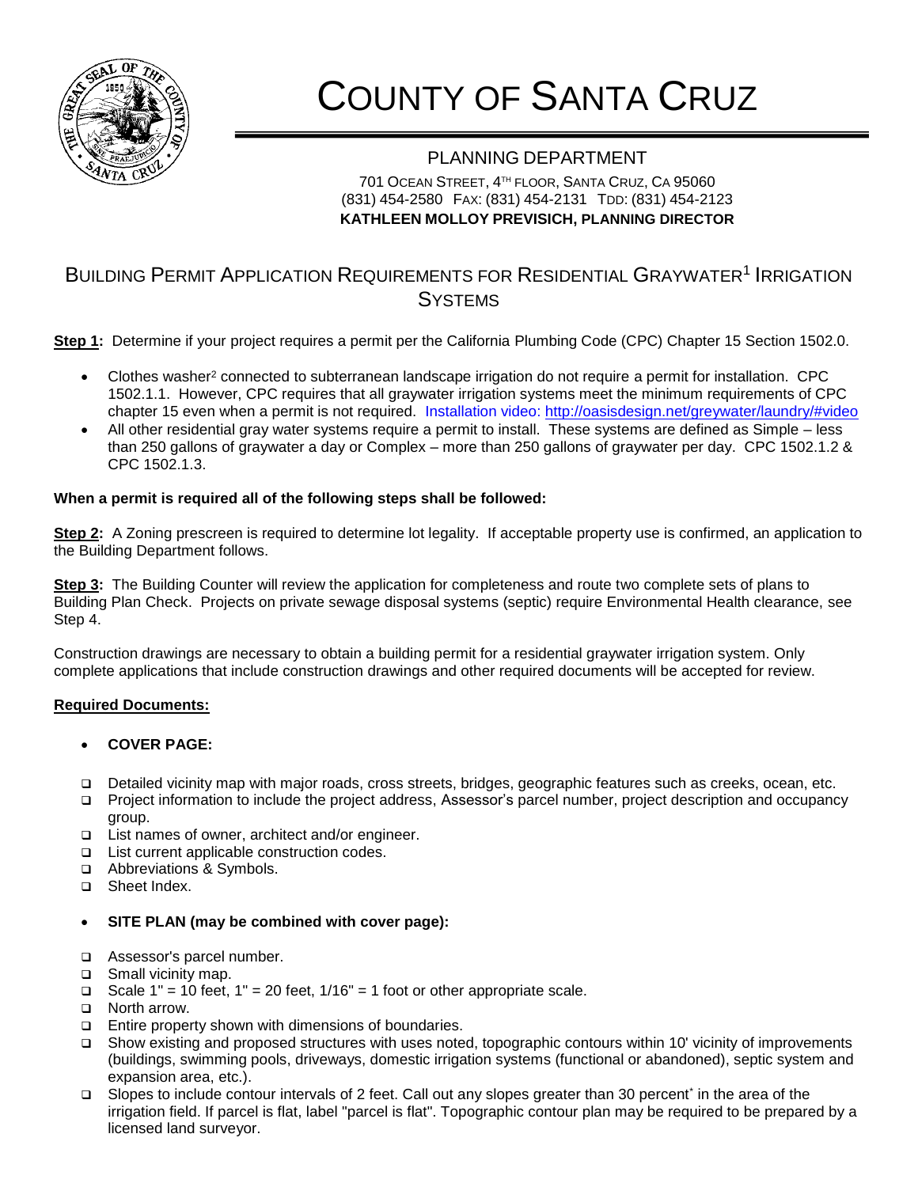# COUNTY OF SANTA CRUZ

## PLANNING DEPARTMENT

701 OCEAN STREET, 4TH FLOOR, SANTA CRUZ, CA 95060
(831) 454-2580 FAX: (831) 454-2131 TDD: (831) 454-2123
**KATHLEEN MOLLOY PREVISICH, PLANNING DIRECTOR**

## BUILDING PERMIT APPLICATION REQUIREMENTS FOR RESIDENTIAL GRAYWATER[1] IRRIGATION SYSTEMS

**Step 1:** Determine if your project requires a permit per the California Plumbing Code (CPC) Chapter 15 Section 1502.0.

- Clothes washer[2] connected to subterranean landscape irrigation do not require a permit for installation. CPC 1502.1.1. However, CPC requires that all graywater irrigation systems meet the minimum requirements of CPC chapter 15 even when a permit is not required. Installation video: http://oasisdesign.net/greywater/laundry/#video
- All other residential gray water systems require a permit to install. These systems are defined as Simple – less than 250 gallons of graywater a day or Complex – more than 250 gallons of graywater per day. CPC 1502.1.2 & CPC 1502.1.3.

**When a permit is required all of the following steps shall be followed:**

**Step 2:** A Zoning prescreen is required to determine lot legality. If acceptable property use is confirmed, an application to the Building Department follows.

**Step 3:** The Building Counter will review the application for completeness and route two complete sets of plans to Building Plan Check. Projects on private sewage disposal systems (septic) require Environmental Health clearance, see Step 4.

Construction drawings are necessary to obtain a building permit for a residential graywater irrigation system. Only complete applications that include construction drawings and other required documents will be accepted for review.

**Required Documents:**

- **COVER PAGE:**

- ☐ Detailed vicinity map with major roads, cross streets, bridges, geographic features such as creeks, ocean, etc.
- ☐ Project information to include the project address, Assessor's parcel number, project description and occupancy group.
- ☐ List names of owner, architect and/or engineer.
- ☐ List current applicable construction codes.
- ☐ Abbreviations & Symbols.
- ☐ Sheet Index.

- **SITE PLAN (may be combined with cover page):**

- ☐ Assessor's parcel number.
- ☐ Small vicinity map.
- ☐ Scale 1" = 10 feet, 1" = 20 feet, 1/16" = 1 foot or other appropriate scale.
- ☐ North arrow.
- ☐ Entire property shown with dimensions of boundaries.
- ☐ Show existing and proposed structures with uses noted, topographic contours within 10' vicinity of improvements (buildings, swimming pools, driveways, domestic irrigation systems (functional or abandoned), septic system and expansion area, etc.).
- ☐ Slopes to include contour intervals of 2 feet. Call out any slopes greater than 30 percent* in the area of the irrigation field. If parcel is flat, label "parcel is flat". Topographic contour plan may be required to be prepared by a licensed land surveyor.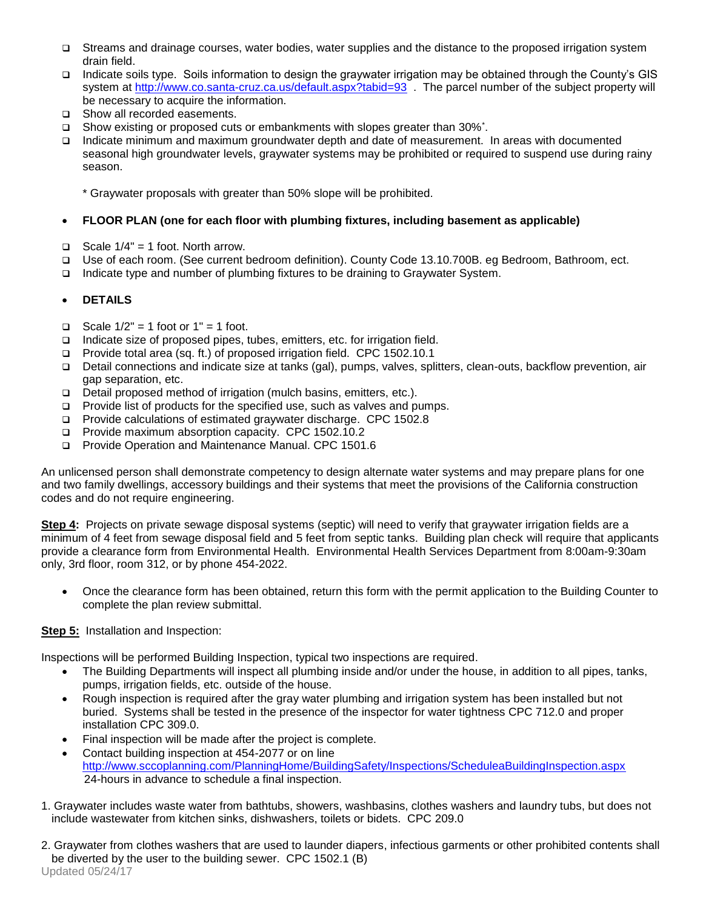- ❑ Streams and drainage courses, water bodies, water supplies and the distance to the proposed irrigation system drain field.
- ❑ Indicate soils type. Soils information to design the graywater irrigation may be obtained through the County's GIS system at http://www.co.santa-cruz.ca.us/default.aspx?tabid=93 . The parcel number of the subject property will be necessary to acquire the information.
- ❑ Show all recorded easements.
- ❑ Show existing or proposed cuts or embankments with slopes greater than 30%*.
- ❑ Indicate minimum and maximum groundwater depth and date of measurement. In areas with documented seasonal high groundwater levels, graywater systems may be prohibited or required to suspend use during rainy season.

  * Graywater proposals with greater than 50% slope will be prohibited.

- **FLOOR PLAN (one for each floor with plumbing fixtures, including basement as applicable)**

- ❑ Scale 1/4" = 1 foot. North arrow.
- ❑ Use of each room. (See current bedroom definition). County Code 13.10.700B. eg Bedroom, Bathroom, ect.
- ❑ Indicate type and number of plumbing fixtures to be draining to Graywater System.

- **DETAILS**

- ❑ Scale 1/2" = 1 foot or 1" = 1 foot.
- ❑ Indicate size of proposed pipes, tubes, emitters, etc. for irrigation field.
- ❑ Provide total area (sq. ft.) of proposed irrigation field. CPC 1502.10.1
- ❑ Detail connections and indicate size at tanks (gal), pumps, valves, splitters, clean-outs, backflow prevention, air gap separation, etc.
- ❑ Detail proposed method of irrigation (mulch basins, emitters, etc.).
- ❑ Provide list of products for the specified use, such as valves and pumps.
- ❑ Provide calculations of estimated graywater discharge. CPC 1502.8
- ❑ Provide maximum absorption capacity. CPC 1502.10.2
- ❑ Provide Operation and Maintenance Manual. CPC 1501.6

An unlicensed person shall demonstrate competency to design alternate water systems and may prepare plans for one and two family dwellings, accessory buildings and their systems that meet the provisions of the California construction codes and do not require engineering.

**Step 4:** Projects on private sewage disposal systems (septic) will need to verify that graywater irrigation fields are a minimum of 4 feet from sewage disposal field and 5 feet from septic tanks. Building plan check will require that applicants provide a clearance form from Environmental Health. Environmental Health Services Department from 8:00am-9:30am only, 3rd floor, room 312, or by phone 454-2022.

- Once the clearance form has been obtained, return this form with the permit application to the Building Counter to complete the plan review submittal.

**Step 5:** Installation and Inspection:

Inspections will be performed Building Inspection, typical two inspections are required.

- The Building Departments will inspect all plumbing inside and/or under the house, in addition to all pipes, tanks, pumps, irrigation fields, etc. outside of the house.
- Rough inspection is required after the gray water plumbing and irrigation system has been installed but not buried. Systems shall be tested in the presence of the inspector for water tightness CPC 712.0 and proper installation CPC 309.0.
- Final inspection will be made after the project is complete.
- Contact building inspection at 454-2077 or on line http://www.sccoplanning.com/PlanningHome/BuildingSafety/Inspections/ScheduleaBuildingInspection.aspx 24-hours in advance to schedule a final inspection.

1. Graywater includes waste water from bathtubs, showers, washbasins, clothes washers and laundry tubs, but does not include wastewater from kitchen sinks, dishwashers, toilets or bidets. CPC 209.0

2. Graywater from clothes washers that are used to launder diapers, infectious garments or other prohibited contents shall be diverted by the user to the building sewer. CPC 1502.1 (B)

Updated 05/24/17